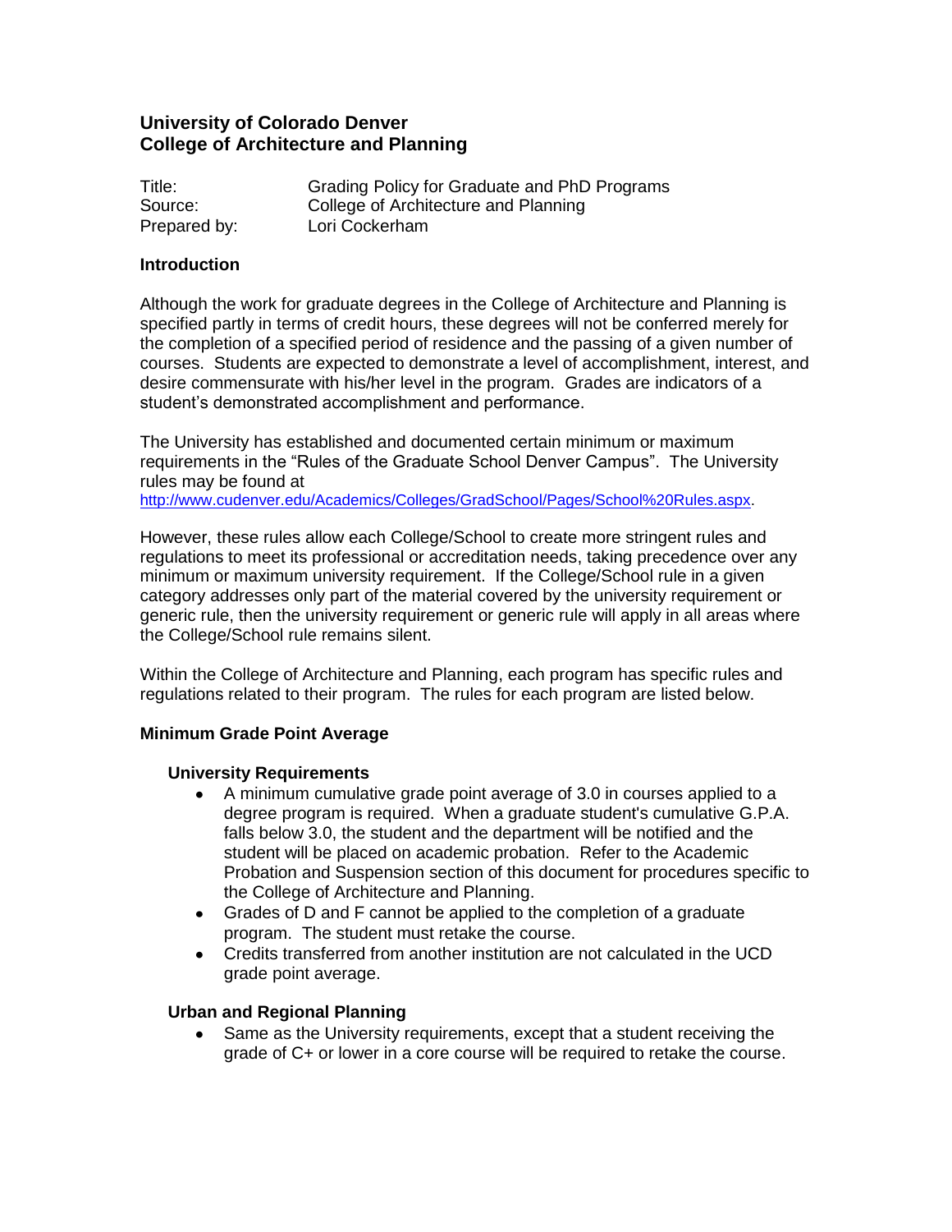# University of Colorado Denver
# College of Architecture and Planning

| | |
|---|---|
| Title: | Grading Policy for Graduate and PhD Programs |
| Source: | College of Architecture and Planning |
| Prepared by: | Lori Cockerham |

## Introduction

Although the work for graduate degrees in the College of Architecture and Planning is specified partly in terms of credit hours, these degrees will not be conferred merely for the completion of a specified period of residence and the passing of a given number of courses. Students are expected to demonstrate a level of accomplishment, interest, and desire commensurate with his/her level in the program. Grades are indicators of a student's demonstrated accomplishment and performance.

The University has established and documented certain minimum or maximum requirements in the "Rules of the Graduate School Denver Campus". The University rules may be found at http://www.cudenver.edu/Academics/Colleges/GradSchool/Pages/School%20Rules.aspx.

However, these rules allow each College/School to create more stringent rules and regulations to meet its professional or accreditation needs, taking precedence over any minimum or maximum university requirement. If the College/School rule in a given category addresses only part of the material covered by the university requirement or generic rule, then the university requirement or generic rule will apply in all areas where the College/School rule remains silent.

Within the College of Architecture and Planning, each program has specific rules and regulations related to their program. The rules for each program are listed below.

## Minimum Grade Point Average

### University Requirements

- A minimum cumulative grade point average of 3.0 in courses applied to a degree program is required. When a graduate student's cumulative G.P.A. falls below 3.0, the student and the department will be notified and the student will be placed on academic probation. Refer to the Academic Probation and Suspension section of this document for procedures specific to the College of Architecture and Planning.
- Grades of D and F cannot be applied to the completion of a graduate program. The student must retake the course.
- Credits transferred from another institution are not calculated in the UCD grade point average.

### Urban and Regional Planning

- Same as the University requirements, except that a student receiving the grade of C+ or lower in a core course will be required to retake the course.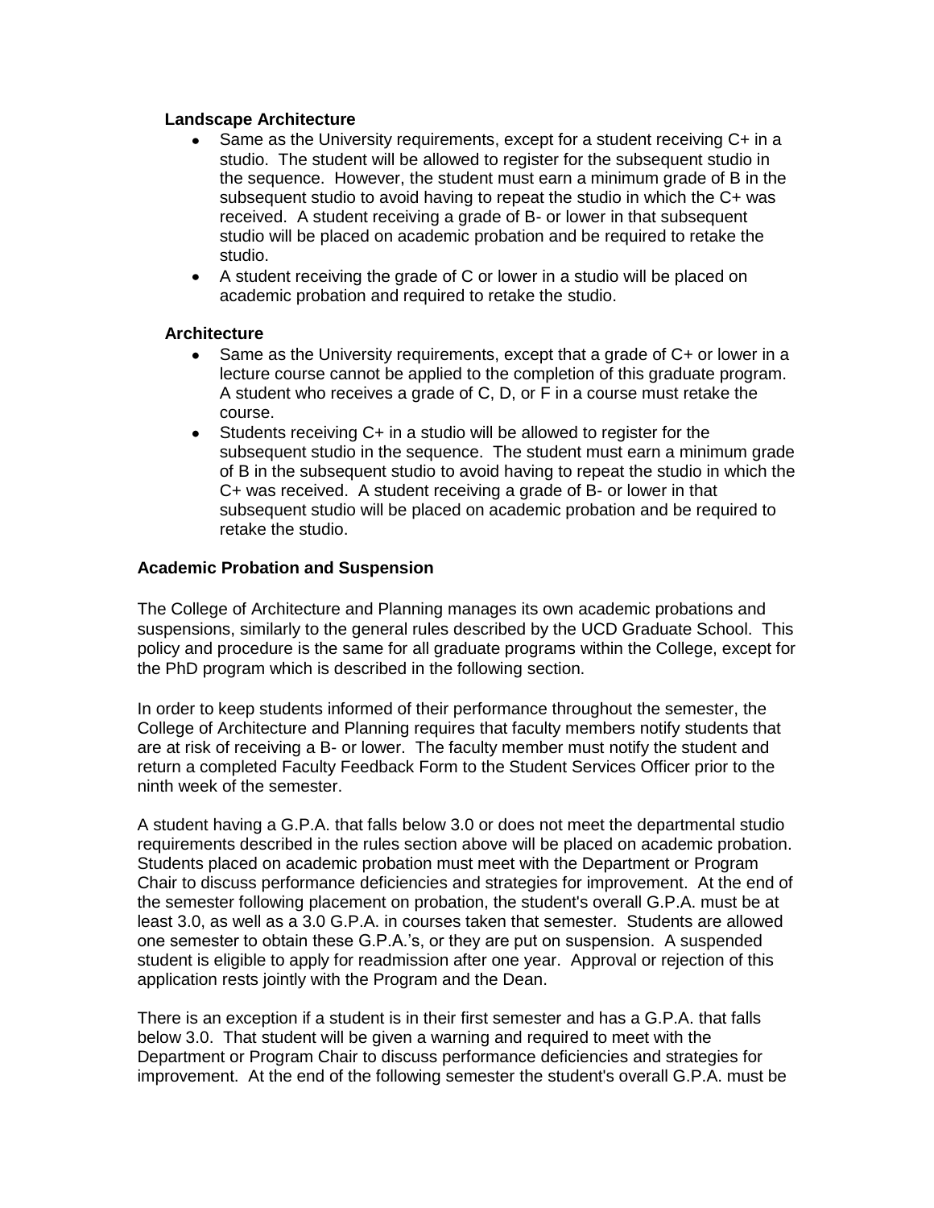### Landscape Architecture

- Same as the University requirements, except for a student receiving C+ in a studio. The student will be allowed to register for the subsequent studio in the sequence. However, the student must earn a minimum grade of B in the subsequent studio to avoid having to repeat the studio in which the C+ was received. A student receiving a grade of B- or lower in that subsequent studio will be placed on academic probation and be required to retake the studio.
- A student receiving the grade of C or lower in a studio will be placed on academic probation and required to retake the studio.

### Architecture

- Same as the University requirements, except that a grade of C+ or lower in a lecture course cannot be applied to the completion of this graduate program. A student who receives a grade of C, D, or F in a course must retake the course.
- Students receiving C+ in a studio will be allowed to register for the subsequent studio in the sequence. The student must earn a minimum grade of B in the subsequent studio to avoid having to repeat the studio in which the C+ was received. A student receiving a grade of B- or lower in that subsequent studio will be placed on academic probation and be required to retake the studio.

## Academic Probation and Suspension

The College of Architecture and Planning manages its own academic probations and suspensions, similarly to the general rules described by the UCD Graduate School. This policy and procedure is the same for all graduate programs within the College, except for the PhD program which is described in the following section.

In order to keep students informed of their performance throughout the semester, the College of Architecture and Planning requires that faculty members notify students that are at risk of receiving a B- or lower. The faculty member must notify the student and return a completed Faculty Feedback Form to the Student Services Officer prior to the ninth week of the semester.

A student having a G.P.A. that falls below 3.0 or does not meet the departmental studio requirements described in the rules section above will be placed on academic probation. Students placed on academic probation must meet with the Department or Program Chair to discuss performance deficiencies and strategies for improvement. At the end of the semester following placement on probation, the student's overall G.P.A. must be at least 3.0, as well as a 3.0 G.P.A. in courses taken that semester. Students are allowed one semester to obtain these G.P.A.'s, or they are put on suspension. A suspended student is eligible to apply for readmission after one year. Approval or rejection of this application rests jointly with the Program and the Dean.

There is an exception if a student is in their first semester and has a G.P.A. that falls below 3.0. That student will be given a warning and required to meet with the Department or Program Chair to discuss performance deficiencies and strategies for improvement. At the end of the following semester the student's overall G.P.A. must be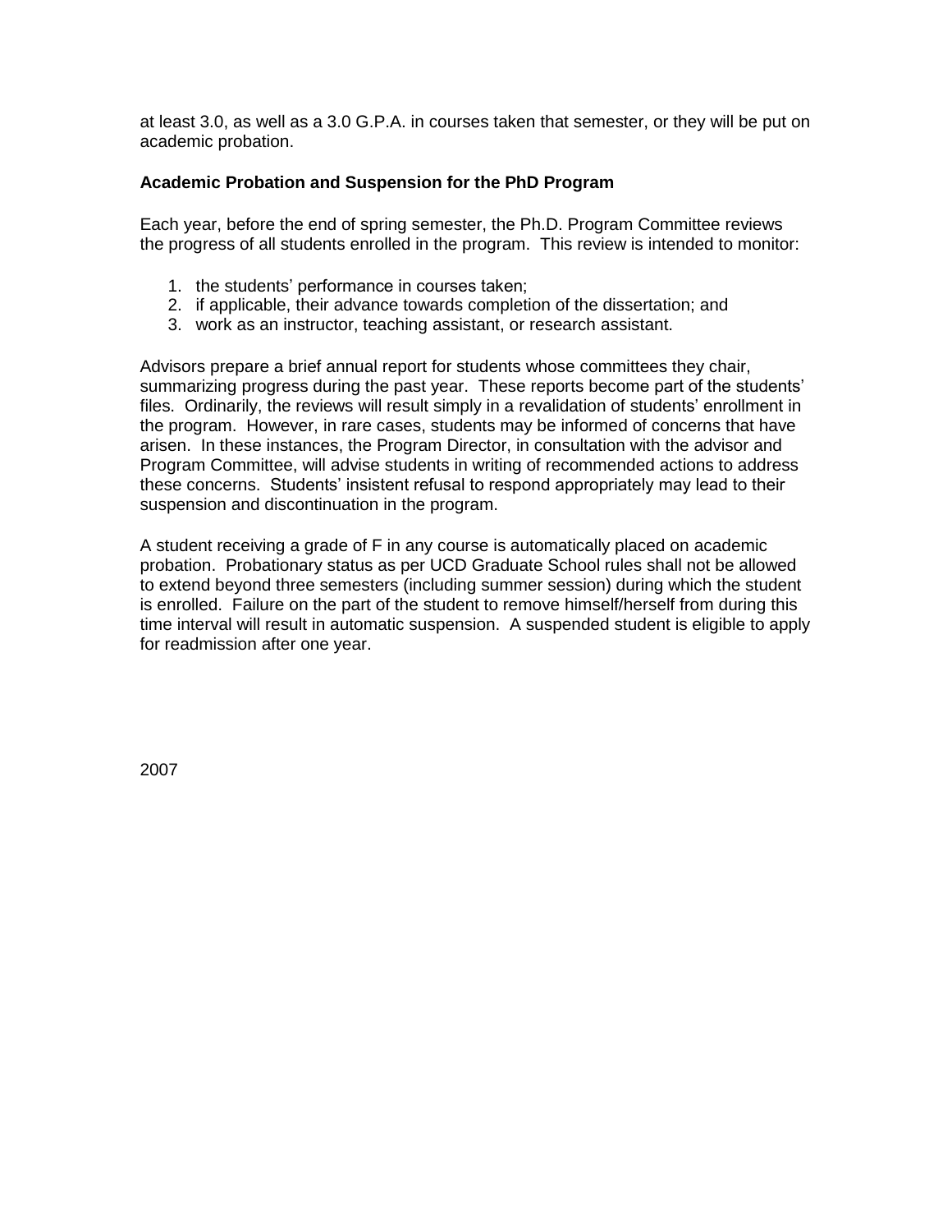at least 3.0, as well as a 3.0 G.P.A. in courses taken that semester, or they will be put on academic probation.

**Academic Probation and Suspension for the PhD Program**

Each year, before the end of spring semester, the Ph.D. Program Committee reviews the progress of all students enrolled in the program. This review is intended to monitor:

1. the students' performance in courses taken;
2. if applicable, their advance towards completion of the dissertation; and
3. work as an instructor, teaching assistant, or research assistant.

Advisors prepare a brief annual report for students whose committees they chair, summarizing progress during the past year. These reports become part of the students' files. Ordinarily, the reviews will result simply in a revalidation of students' enrollment in the program. However, in rare cases, students may be informed of concerns that have arisen. In these instances, the Program Director, in consultation with the advisor and Program Committee, will advise students in writing of recommended actions to address these concerns. Students' insistent refusal to respond appropriately may lead to their suspension and discontinuation in the program.

A student receiving a grade of F in any course is automatically placed on academic probation. Probationary status as per UCD Graduate School rules shall not be allowed to extend beyond three semesters (including summer session) during which the student is enrolled. Failure on the part of the student to remove himself/herself from during this time interval will result in automatic suspension. A suspended student is eligible to apply for readmission after one year.

2007